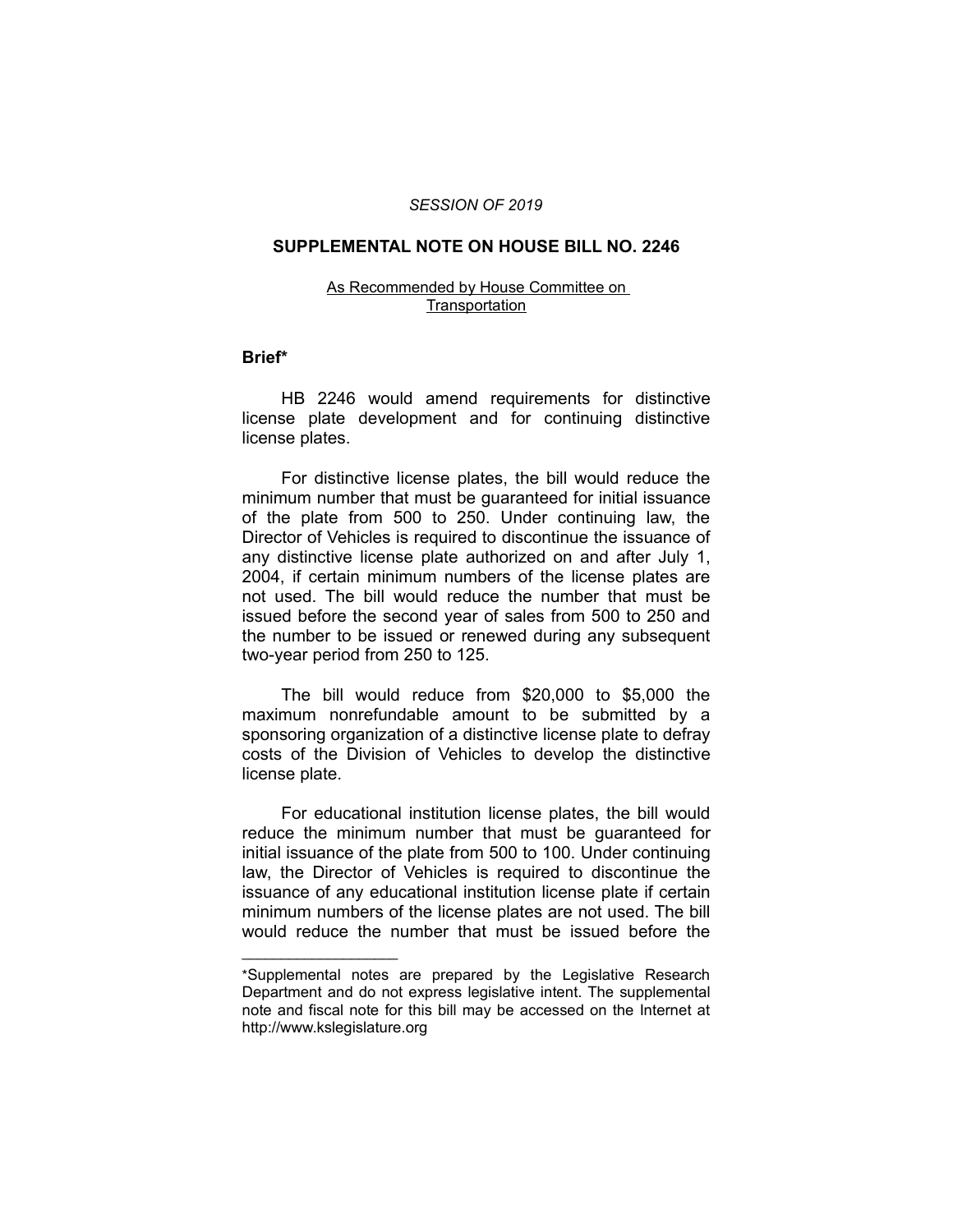*SESSION OF 2019*

# SUPPLEMENTAL NOTE ON HOUSE BILL NO. 2246

As Recommended by House Committee on Transportation

## Brief*

HB 2246 would amend requirements for distinctive license plate development and for continuing distinctive license plates.

For distinctive license plates, the bill would reduce the minimum number that must be guaranteed for initial issuance of the plate from 500 to 250. Under continuing law, the Director of Vehicles is required to discontinue the issuance of any distinctive license plate authorized on and after July 1, 2004, if certain minimum numbers of the license plates are not used. The bill would reduce the number that must be issued before the second year of sales from 500 to 250 and the number to be issued or renewed during any subsequent two-year period from 250 to 125.

The bill would reduce from $20,000 to $5,000 the maximum nonrefundable amount to be submitted by a sponsoring organization of a distinctive license plate to defray costs of the Division of Vehicles to develop the distinctive license plate.

For educational institution license plates, the bill would reduce the minimum number that must be guaranteed for initial issuance of the plate from 500 to 100. Under continuing law, the Director of Vehicles is required to discontinue the issuance of any educational institution license plate if certain minimum numbers of the license plates are not used. The bill would reduce the number that must be issued before the

____________________

*Supplemental notes are prepared by the Legislative Research Department and do not express legislative intent. The supplemental note and fiscal note for this bill may be accessed on the Internet at http://www.kslegislature.org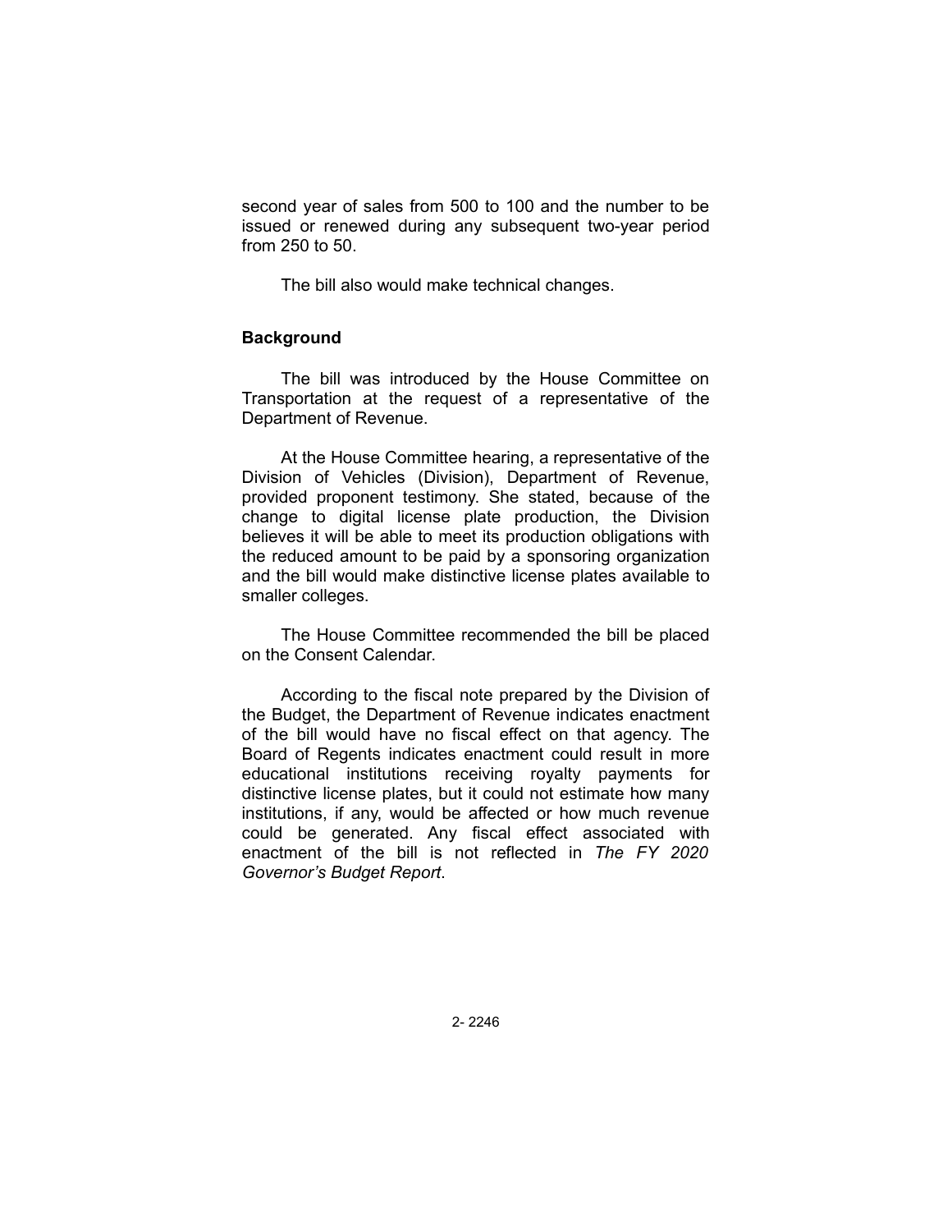second year of sales from 500 to 100 and the number to be issued or renewed during any subsequent two-year period from 250 to 50.

The bill also would make technical changes.

**Background**

The bill was introduced by the House Committee on Transportation at the request of a representative of the Department of Revenue.

At the House Committee hearing, a representative of the Division of Vehicles (Division), Department of Revenue, provided proponent testimony. She stated, because of the change to digital license plate production, the Division believes it will be able to meet its production obligations with the reduced amount to be paid by a sponsoring organization and the bill would make distinctive license plates available to smaller colleges.

The House Committee recommended the bill be placed on the Consent Calendar.

According to the fiscal note prepared by the Division of the Budget, the Department of Revenue indicates enactment of the bill would have no fiscal effect on that agency. The Board of Regents indicates enactment could result in more educational institutions receiving royalty payments for distinctive license plates, but it could not estimate how many institutions, if any, would be affected or how much revenue could be generated. Any fiscal effect associated with enactment of the bill is not reflected in *The FY 2020 Governor's Budget Report*.